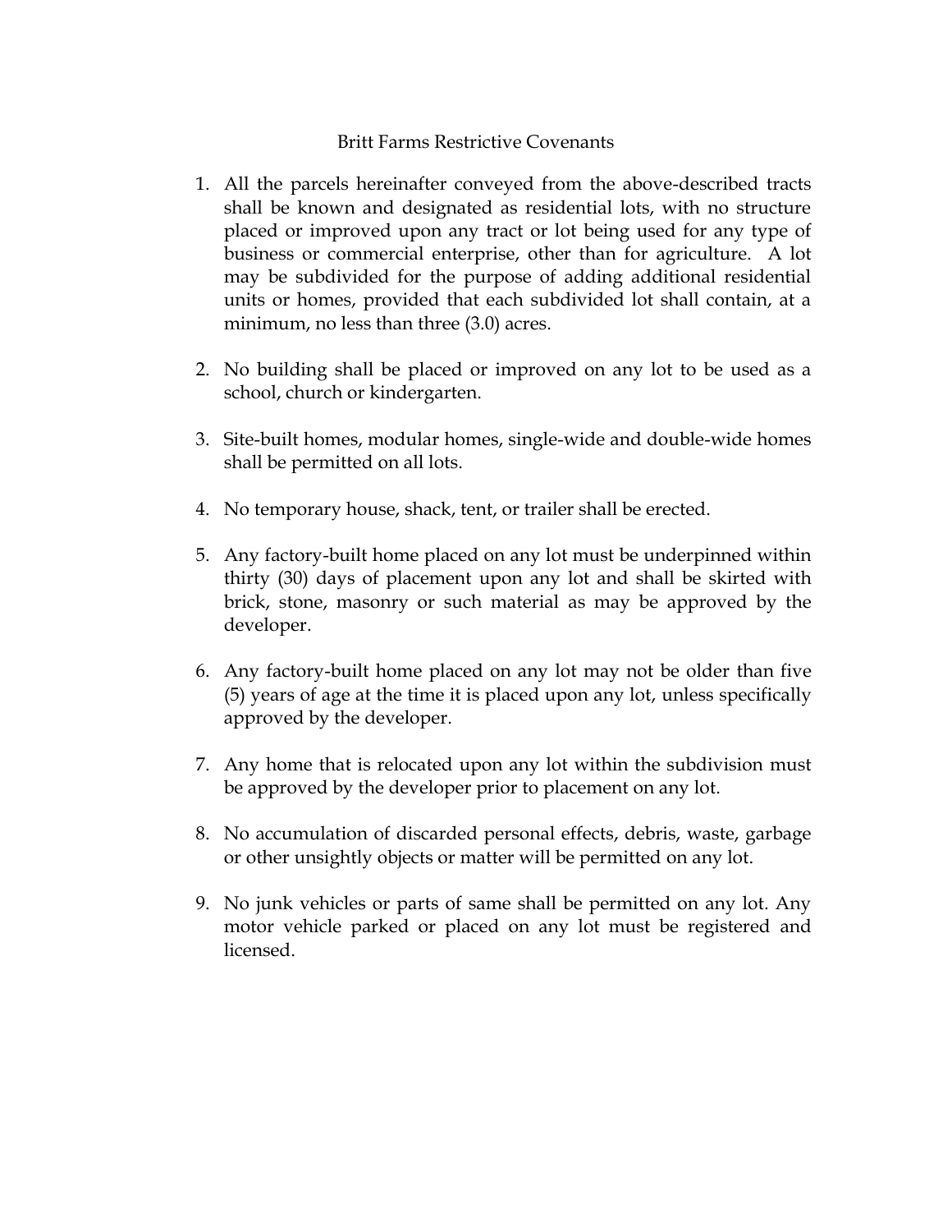# Britt Farms Restrictive Covenants

1. All the parcels hereinafter conveyed from the above-described tracts shall be known and designated as residential lots, with no structure placed or improved upon any tract or lot being used for any type of business or commercial enterprise, other than for agriculture. A lot may be subdivided for the purpose of adding additional residential units or homes, provided that each subdivided lot shall contain, at a minimum, no less than three (3.0) acres.

2. No building shall be placed or improved on any lot to be used as a school, church or kindergarten.

3. Site-built homes, modular homes, single-wide and double-wide homes shall be permitted on all lots.

4. No temporary house, shack, tent, or trailer shall be erected.

5. Any factory-built home placed on any lot must be underpinned within thirty (30) days of placement upon any lot and shall be skirted with brick, stone, masonry or such material as may be approved by the developer.

6. Any factory-built home placed on any lot may not be older than five (5) years of age at the time it is placed upon any lot, unless specifically approved by the developer.

7. Any home that is relocated upon any lot within the subdivision must be approved by the developer prior to placement on any lot.

8. No accumulation of discarded personal effects, debris, waste, garbage or other unsightly objects or matter will be permitted on any lot.

9. No junk vehicles or parts of same shall be permitted on any lot. Any motor vehicle parked or placed on any lot must be registered and licensed.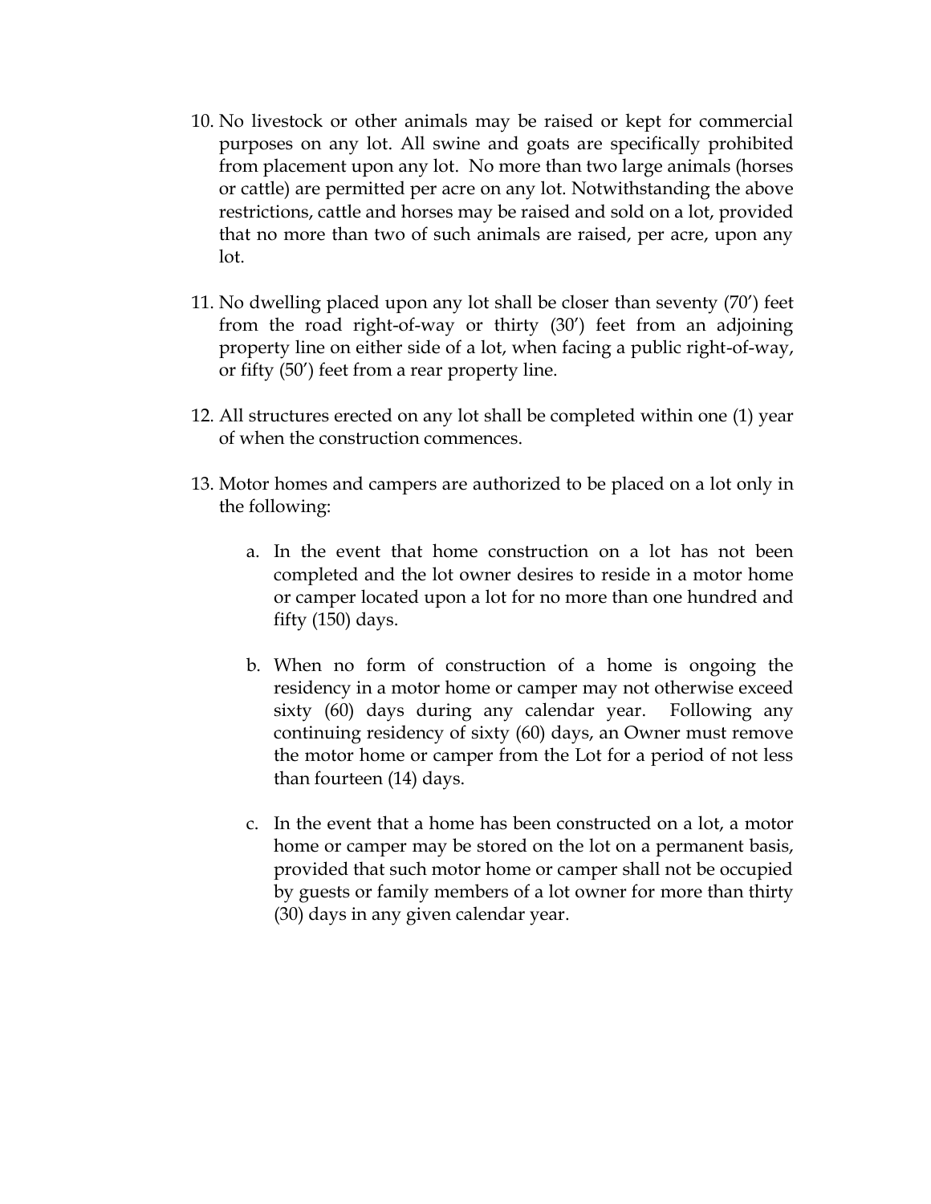10. No livestock or other animals may be raised or kept for commercial purposes on any lot. All swine and goats are specifically prohibited from placement upon any lot. No more than two large animals (horses or cattle) are permitted per acre on any lot. Notwithstanding the above restrictions, cattle and horses may be raised and sold on a lot, provided that no more than two of such animals are raised, per acre, upon any lot.

11. No dwelling placed upon any lot shall be closer than seventy (70') feet from the road right-of-way or thirty (30') feet from an adjoining property line on either side of a lot, when facing a public right-of-way, or fifty (50') feet from a rear property line.

12. All structures erected on any lot shall be completed within one (1) year of when the construction commences.

13. Motor homes and campers are authorized to be placed on a lot only in the following:

    a. In the event that home construction on a lot has not been completed and the lot owner desires to reside in a motor home or camper located upon a lot for no more than one hundred and fifty (150) days.

    b. When no form of construction of a home is ongoing the residency in a motor home or camper may not otherwise exceed sixty (60) days during any calendar year. Following any continuing residency of sixty (60) days, an Owner must remove the motor home or camper from the Lot for a period of not less than fourteen (14) days.

    c. In the event that a home has been constructed on a lot, a motor home or camper may be stored on the lot on a permanent basis, provided that such motor home or camper shall not be occupied by guests or family members of a lot owner for more than thirty (30) days in any given calendar year.